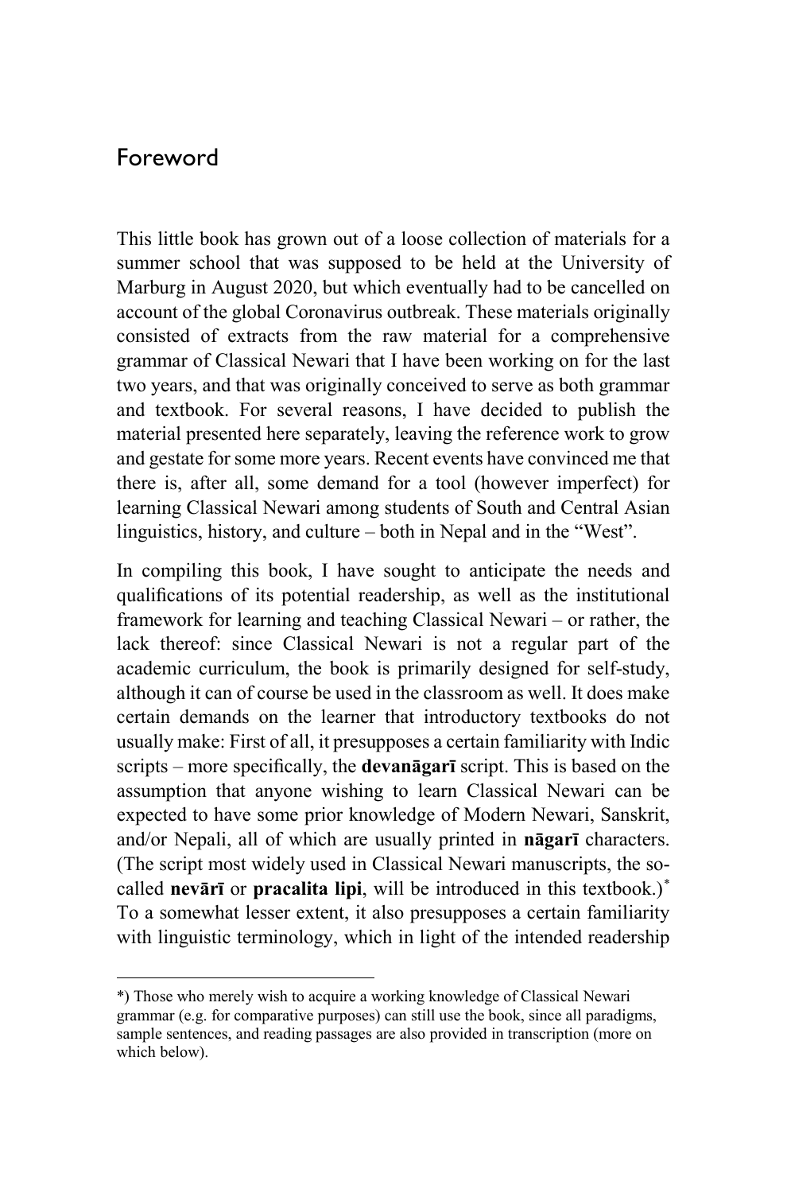## Foreword

This little book has grown out of a loose collection of materials for a summer school that was supposed to be held at the University of Marburg in August 2020, but which eventually had to be cancelled on account of the global Coronavirus outbreak. These materials originally consisted of extracts from the raw material for a comprehensive grammar of Classical Newari that I have been working on for the last two years, and that was originally conceived to serve as both grammar and textbook. For several reasons, I have decided to publish the material presented here separately, leaving the reference work to grow and gestate for some more years. Recent events have convinced me that there is, after all, some demand for a tool (however imperfect) for learning Classical Newari among students of South and Central Asian linguistics, history, and culture – both in Nepal and in the "West".

In compiling this book, I have sought to anticipate the needs and qualifications of its potential readership, as well as the institutional framework for learning and teaching Classical Newari – or rather, the lack thereof: since Classical Newari is not a regular part of the academic curriculum, the book is primarily designed for self-study, although it can of course be used in the classroom as well. It does make certain demands on the learner that introductory textbooks do not usually make: First of all, it presupposes a certain familiarity with Indic scripts – more specifically, the **devanāgarī** script. This is based on the assumption that anyone wishing to learn Classical Newari can be expected to have some prior knowledge of Modern Newari, Sanskrit, and/or Nepali, all of which are usually printed in **nāgarī** characters. (The script most widely used in Classical Newari manuscripts, the so-called **nevārī** or **pracalita lipi**, will be introduced in this textbook.)* To a somewhat lesser extent, it also presupposes a certain familiarity with linguistic terminology, which in light of the intended readership

*) Those who merely wish to acquire a working knowledge of Classical Newari grammar (e.g. for comparative purposes) can still use the book, since all paradigms, sample sentences, and reading passages are also provided in transcription (more on which below).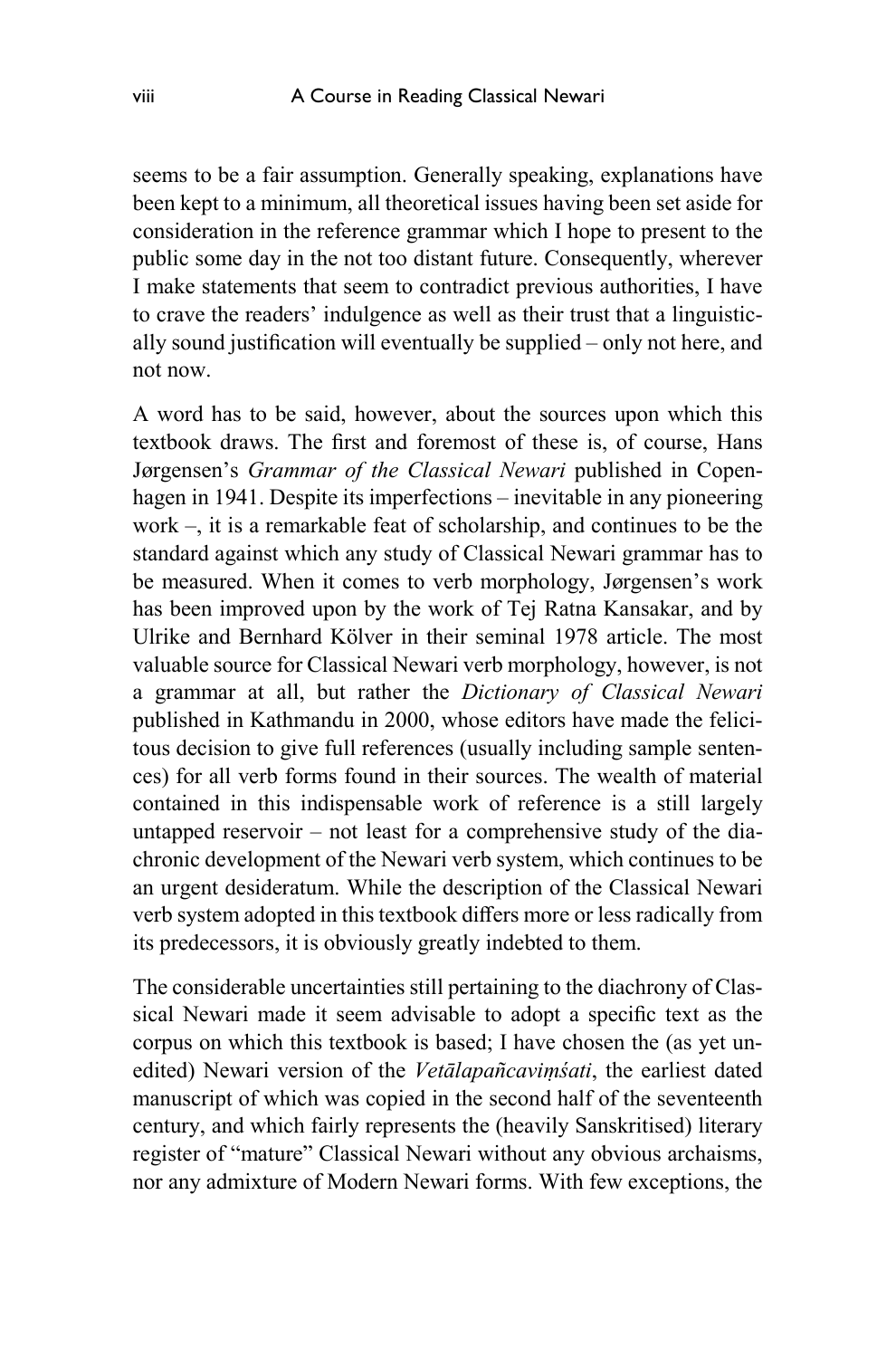seems to be a fair assumption. Generally speaking, explanations have been kept to a minimum, all theoretical issues having been set aside for consideration in the reference grammar which I hope to present to the public some day in the not too distant future. Consequently, wherever I make statements that seem to contradict previous authorities, I have to crave the readers' indulgence as well as their trust that a linguistically sound justification will eventually be supplied – only not here, and not now.

A word has to be said, however, about the sources upon which this textbook draws. The first and foremost of these is, of course, Hans Jørgensen's *Grammar of the Classical Newari* published in Copenhagen in 1941. Despite its imperfections – inevitable in any pioneering work –, it is a remarkable feat of scholarship, and continues to be the standard against which any study of Classical Newari grammar has to be measured. When it comes to verb morphology, Jørgensen's work has been improved upon by the work of Tej Ratna Kansakar, and by Ulrike and Bernhard Kölver in their seminal 1978 article. The most valuable source for Classical Newari verb morphology, however, is not a grammar at all, but rather the *Dictionary of Classical Newari* published in Kathmandu in 2000, whose editors have made the felicitous decision to give full references (usually including sample sentences) for all verb forms found in their sources. The wealth of material contained in this indispensable work of reference is a still largely untapped reservoir – not least for a comprehensive study of the diachronic development of the Newari verb system, which continues to be an urgent desideratum. While the description of the Classical Newari verb system adopted in this textbook differs more or less radically from its predecessors, it is obviously greatly indebted to them.

The considerable uncertainties still pertaining to the diachrony of Classical Newari made it seem advisable to adopt a specific text as the corpus on which this textbook is based; I have chosen the (as yet unedited) Newari version of the *Vetālapañcaviṃśati*, the earliest dated manuscript of which was copied in the second half of the seventeenth century, and which fairly represents the (heavily Sanskritised) literary register of "mature" Classical Newari without any obvious archaisms, nor any admixture of Modern Newari forms. With few exceptions, the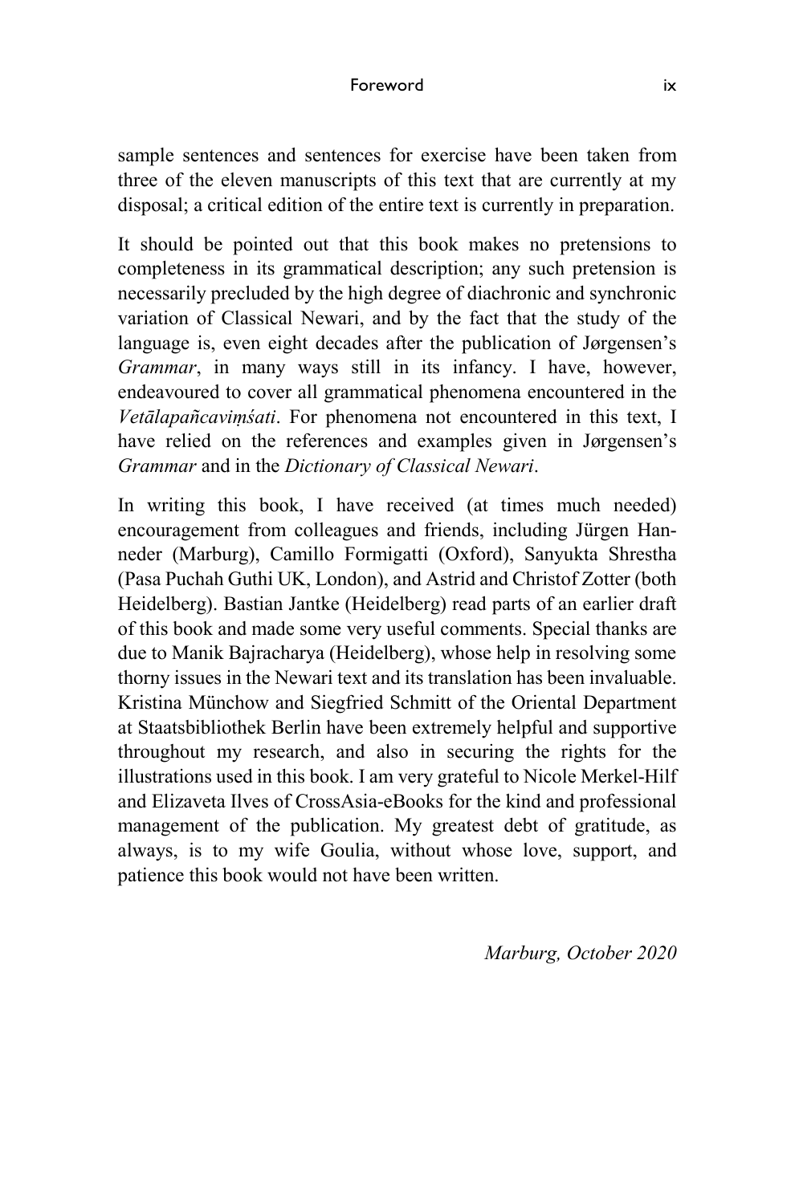sample sentences and sentences for exercise have been taken from three of the eleven manuscripts of this text that are currently at my disposal; a critical edition of the entire text is currently in preparation.

It should be pointed out that this book makes no pretensions to completeness in its grammatical description; any such pretension is necessarily precluded by the high degree of diachronic and synchronic variation of Classical Newari, and by the fact that the study of the language is, even eight decades after the publication of Jørgensen's *Grammar*, in many ways still in its infancy. I have, however, endeavoured to cover all grammatical phenomena encountered in the *Vetālapañcaviṃśati*. For phenomena not encountered in this text, I have relied on the references and examples given in Jørgensen's *Grammar* and in the *Dictionary of Classical Newari*.

In writing this book, I have received (at times much needed) encouragement from colleagues and friends, including Jürgen Hanneder (Marburg), Camillo Formigatti (Oxford), Sanyukta Shrestha (Pasa Puchah Guthi UK, London), and Astrid and Christof Zotter (both Heidelberg). Bastian Jantke (Heidelberg) read parts of an earlier draft of this book and made some very useful comments. Special thanks are due to Manik Bajracharya (Heidelberg), whose help in resolving some thorny issues in the Newari text and its translation has been invaluable. Kristina Münchow and Siegfried Schmitt of the Oriental Department at Staatsbibliothek Berlin have been extremely helpful and supportive throughout my research, and also in securing the rights for the illustrations used in this book. I am very grateful to Nicole Merkel-Hilf and Elizaveta Ilves of CrossAsia-eBooks for the kind and professional management of the publication. My greatest debt of gratitude, as always, is to my wife Goulia, without whose love, support, and patience this book would not have been written.

*Marburg, October 2020*